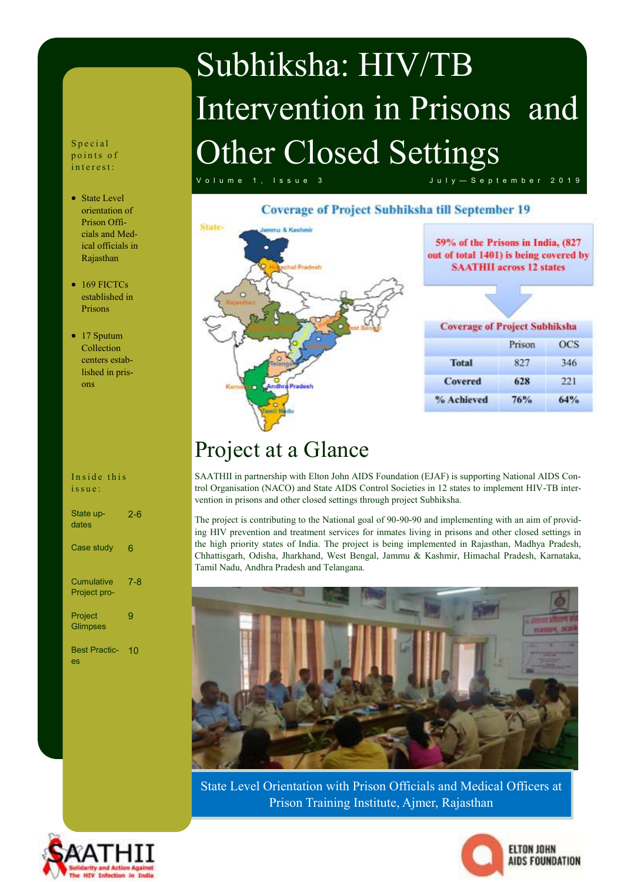# Subhiksha: HIV/TB Intervention in Prisons and Other Closed Settings

Volume 1, Issue 3 July—September 2019

**Special points of interest:**

- State Level orientation of Prison Officials and Medical officials in Rajasthan
- 169 FICTCs established in Prisons
- 17 Sputum Collection centers established in prisons

**Inside this issue:**

| | |
|---|---|
| State updates | 2-6 |
| Case study | 6 |
| Cumulative Project pro- | 7-8 |
| Project Glimpses | 9 |
| Best Practices | 10 |

**Coverage of Project Subhiksha till September 19**

59% of the Prisons in India, (827 out of total 1401) is being covered by SAATHII across 12 states

**Coverage of Project Subhiksha**

| | Prison | OCS |
|---|---|---|
| Total | 827 | 346 |
| Covered | 628 | 221 |
| % Achieved | 76% | 64% |

## Project at a Glance

SAATHII in partnership with Elton John AIDS Foundation (EJAF) is supporting National AIDS Control Organisation (NACO) and State AIDS Control Societies in 12 states to implement HIV-TB intervention in prisons and other closed settings through project Subhiksha.

The project is contributing to the National goal of 90-90-90 and implementing with an aim of providing HIV prevention and treatment services for inmates living in prisons and other closed settings in the high priority states of India. The project is being implemented in Rajasthan, Madhya Pradesh, Chhattisgarh, Odisha, Jharkhand, West Bengal, Jammu & Kashmir, Himachal Pradesh, Karnataka, Tamil Nadu, Andhra Pradesh and Telangana.

State Level Orientation with Prison Officials and Medical Officers at Prison Training Institute, Ajmer, Rajasthan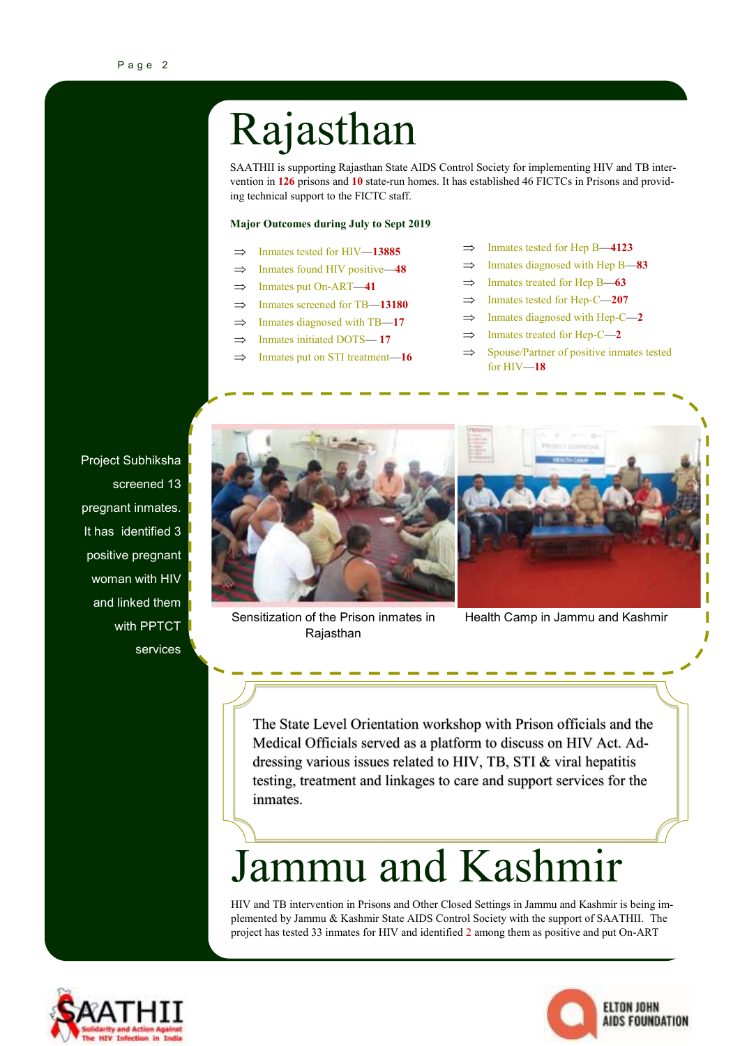# Rajasthan

SAATHII is supporting Rajasthan State AIDS Control Society for implementing HIV and TB intervention in **126** prisons and **10** state-run homes. It has established 46 FICTCs in Prisons and providing technical support to the FICTC staff.

**Major Outcomes during July to Sept 2019**

- ⇒ Inmates tested for HIV—**13885**
- ⇒ Inmates found HIV positive—**48**
- ⇒ Inmates put On-ART—**41**
- ⇒ Inmates screened for TB—**13180**
- ⇒ Inmates diagnosed with TB—**17**
- ⇒ Inmates initiated DOTS— **17**
- ⇒ Inmates put on STI treatment—**16**
- ⇒ Inmates tested for Hep B—**4123**
- ⇒ Inmates diagnosed with Hep B—**83**
- ⇒ Inmates treated for Hep B—**63**
- ⇒ Inmates tested for Hep-C—**207**
- ⇒ Inmates diagnosed with Hep-C—**2**
- ⇒ Inmates treated for Hep-C—**2**
- ⇒ Spouse/Partner of positive inmates tested for HIV—**18**

Project Subhiksha screened 13 pregnant inmates. It has identified 3 positive pregnant woman with HIV and linked them with PPTCT services

Sensitization of the Prison inmates in Rajasthan

Health Camp in Jammu and Kashmir

The State Level Orientation workshop with Prison officials and the Medical Officials served as a platform to discuss on HIV Act. Addressing various issues related to HIV, TB, STI & viral hepatitis testing, treatment and linkages to care and support services for the inmates.

# Jammu and Kashmir

HIV and TB intervention in Prisons and Other Closed Settings in Jammu and Kashmir is being implemented by Jammu & Kashmir State AIDS Control Society with the support of SAATHII. The project has tested 33 inmates for HIV and identified 2 among them as positive and put On-ART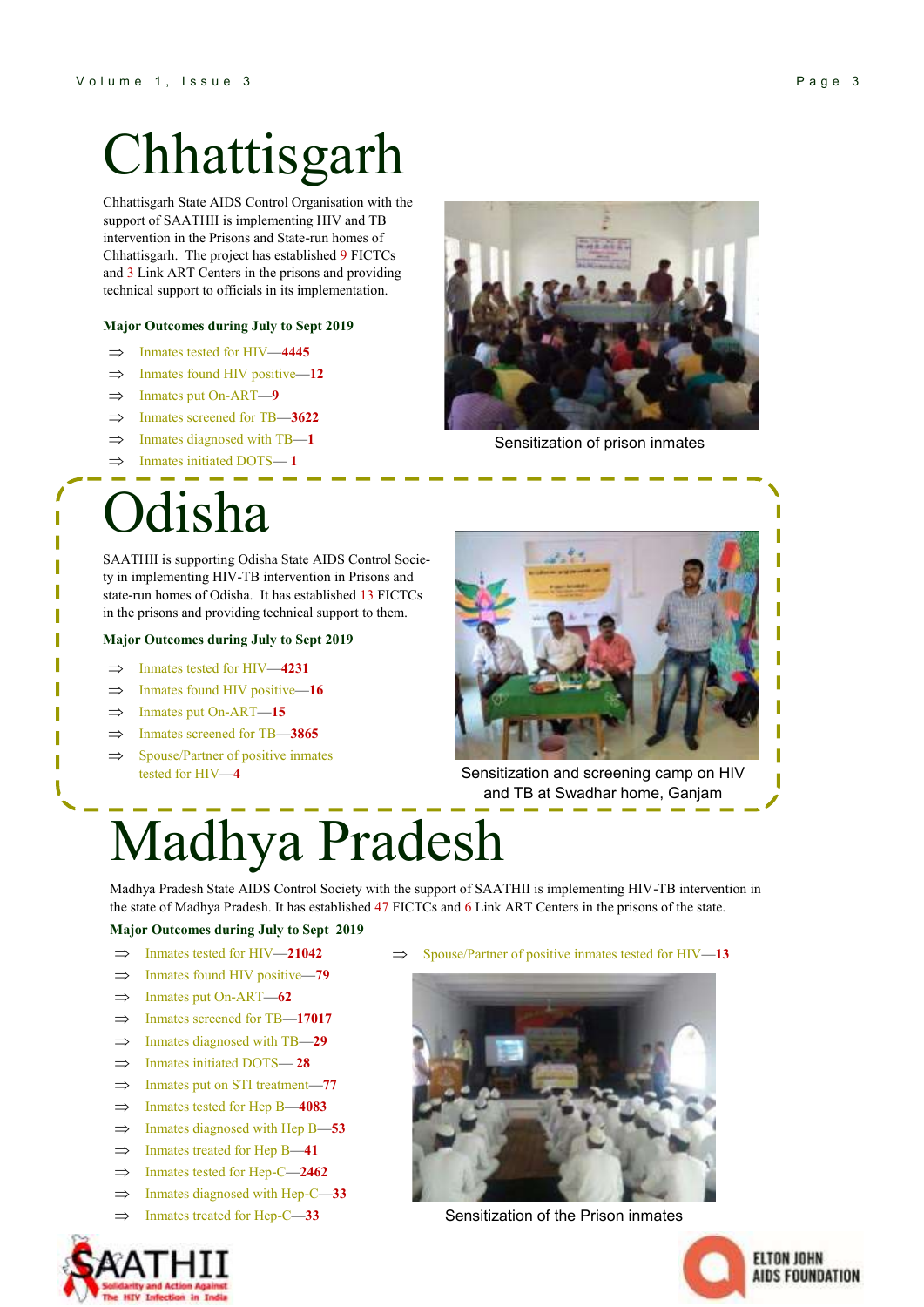# Chhattisgarh

Chhattisgarh State AIDS Control Organisation with the support of SAATHII is implementing HIV and TB intervention in the Prisons and State-run homes of Chhattisgarh. The project has established 9 FICTCs and 3 Link ART Centers in the prisons and providing technical support to officials in its implementation.

**Major Outcomes during July to Sept 2019**

- ⇒ Inmates tested for HIV—**4445**
- ⇒ Inmates found HIV positive—**12**
- ⇒ Inmates put On-ART—**9**
- ⇒ Inmates screened for TB—**3622**
- ⇒ Inmates diagnosed with TB—**1**
- ⇒ Inmates initiated DOTS— **1**

Sensitization of prison inmates

# Odisha

SAATHII is supporting Odisha State AIDS Control Society in implementing HIV-TB intervention in Prisons and state-run homes of Odisha. It has established 13 FICTCs in the prisons and providing technical support to them.

**Major Outcomes during July to Sept 2019**

- ⇒ Inmates tested for HIV—**4231**
- ⇒ Inmates found HIV positive—**16**
- ⇒ Inmates put On-ART—**15**
- ⇒ Inmates screened for TB—**3865**
- ⇒ Spouse/Partner of positive inmates tested for HIV—**4**

Sensitization and screening camp on HIV and TB at Swadhar home, Ganjam

# Madhya Pradesh

Madhya Pradesh State AIDS Control Society with the support of SAATHII is implementing HIV-TB intervention in the state of Madhya Pradesh. It has established 47 FICTCs and 6 Link ART Centers in the prisons of the state.

**Major Outcomes during July to Sept 2019**

- ⇒ Inmates tested for HIV—**21042**
- ⇒ Inmates found HIV positive—**79**
- ⇒ Inmates put On-ART—**62**
- ⇒ Inmates screened for TB—**17017**
- ⇒ Inmates diagnosed with TB—**29**
- ⇒ Inmates initiated DOTS— **28**
- ⇒ Inmates put on STI treatment—**77**
- ⇒ Inmates tested for Hep B—**4083**
- ⇒ Inmates diagnosed with Hep B—**53**
- ⇒ Inmates treated for Hep B—**41**
- ⇒ Inmates tested for Hep-C—**2462**
- ⇒ Inmates diagnosed with Hep-C—**33**
- ⇒ Inmates treated for Hep-C—**33**
- ⇒ Spouse/Partner of positive inmates tested for HIV—**13**

Sensitization of the Prison inmates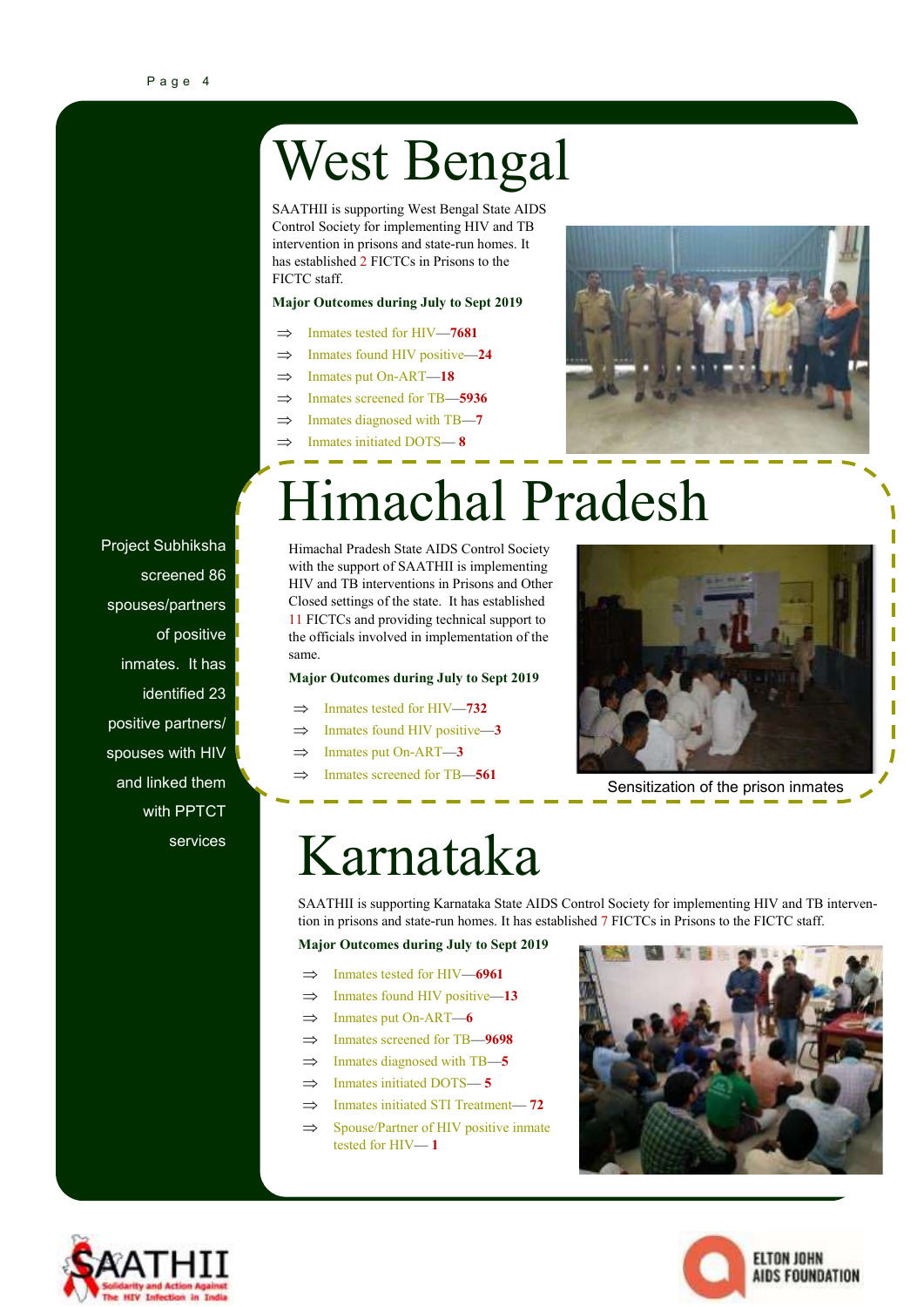# West Bengal

SAATHII is supporting West Bengal State AIDS Control Society for implementing HIV and TB intervention in prisons and state-run homes. It has established 2 FICTCs in Prisons to the FICTC staff.

**Major Outcomes during July to Sept 2019**

- ⇒ Inmates tested for HIV—**7681**
- ⇒ Inmates found HIV positive—**24**
- ⇒ Inmates put On-ART—**18**
- ⇒ Inmates screened for TB—**5936**
- ⇒ Inmates diagnosed with TB—**7**
- ⇒ Inmates initiated DOTS— **8**

# Himachal Pradesh

Himachal Pradesh State AIDS Control Society with the support of SAATHII is implementing HIV and TB interventions in Prisons and Other Closed settings of the state. It has established 11 FICTCs and providing technical support to the officials involved in implementation of the same.

**Major Outcomes during July to Sept 2019**

- ⇒ Inmates tested for HIV—**732**
- ⇒ Inmates found HIV positive—**3**
- ⇒ Inmates put On-ART—**3**
- ⇒ Inmates screened for TB—**561**

Sensitization of the prison inmates

Project Subhiksha screened 86 spouses/partners of positive inmates. It has identified 23 positive partners/ spouses with HIV and linked them with PPTCT services

# Karnataka

SAATHII is supporting Karnataka State AIDS Control Society for implementing HIV and TB intervention in prisons and state-run homes. It has established 7 FICTCs in Prisons to the FICTC staff.

**Major Outcomes during July to Sept 2019**

- ⇒ Inmates tested for HIV—**6961**
- ⇒ Inmates found HIV positive—**13**
- ⇒ Inmates put On-ART—**6**
- ⇒ Inmates screened for TB—**9698**
- ⇒ Inmates diagnosed with TB—**5**
- ⇒ Inmates initiated DOTS— **5**
- ⇒ Inmates initiated STI Treatment— **72**
- ⇒ Spouse/Partner of HIV positive inmate tested for HIV— **1**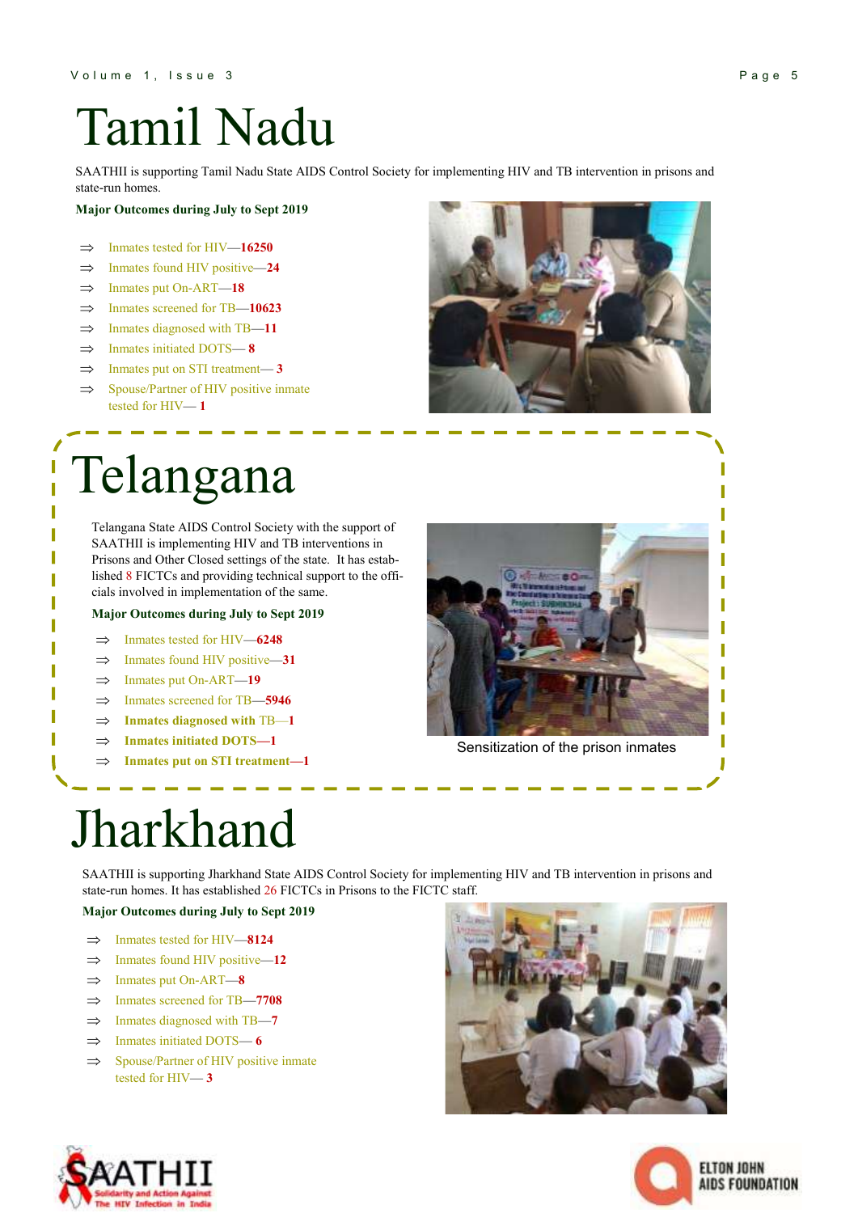# Tamil Nadu

SAATHII is supporting Tamil Nadu State AIDS Control Society for implementing HIV and TB intervention in prisons and state-run homes.

**Major Outcomes during July to Sept 2019**

- ⇒ Inmates tested for HIV—**16250**
- ⇒ Inmates found HIV positive—**24**
- ⇒ Inmates put On-ART—**18**
- ⇒ Inmates screened for TB—**10623**
- ⇒ Inmates diagnosed with TB—**11**
- ⇒ Inmates initiated DOTS— **8**
- ⇒ Inmates put on STI treatment— **3**
- ⇒ Spouse/Partner of HIV positive inmate tested for HIV— **1**

# Telangana

Telangana State AIDS Control Society with the support of SAATHII is implementing HIV and TB interventions in Prisons and Other Closed settings of the state. It has established 8 FICTCs and providing technical support to the officials involved in implementation of the same.

**Major Outcomes during July to Sept 2019**

- ⇒ Inmates tested for HIV—**6248**
- ⇒ Inmates found HIV positive—**31**
- ⇒ Inmates put On-ART—**19**
- ⇒ Inmates screened for TB—**5946**
- ⇒ **Inmates diagnosed with** TB—**1**
- ⇒ **Inmates initiated DOTS—1**
- ⇒ **Inmates put on STI treatment—1**

Sensitization of the prison inmates

# Jharkhand

SAATHII is supporting Jharkhand State AIDS Control Society for implementing HIV and TB intervention in prisons and state-run homes. It has established 26 FICTCs in Prisons to the FICTC staff.

**Major Outcomes during July to Sept 2019**

- ⇒ Inmates tested for HIV—**8124**
- ⇒ Inmates found HIV positive—**12**
- ⇒ Inmates put On-ART—**8**
- ⇒ Inmates screened for TB—**7708**
- ⇒ Inmates diagnosed with TB—**7**
- ⇒ Inmates initiated DOTS— **6**
- ⇒ Spouse/Partner of HIV positive inmate tested for HIV— **3**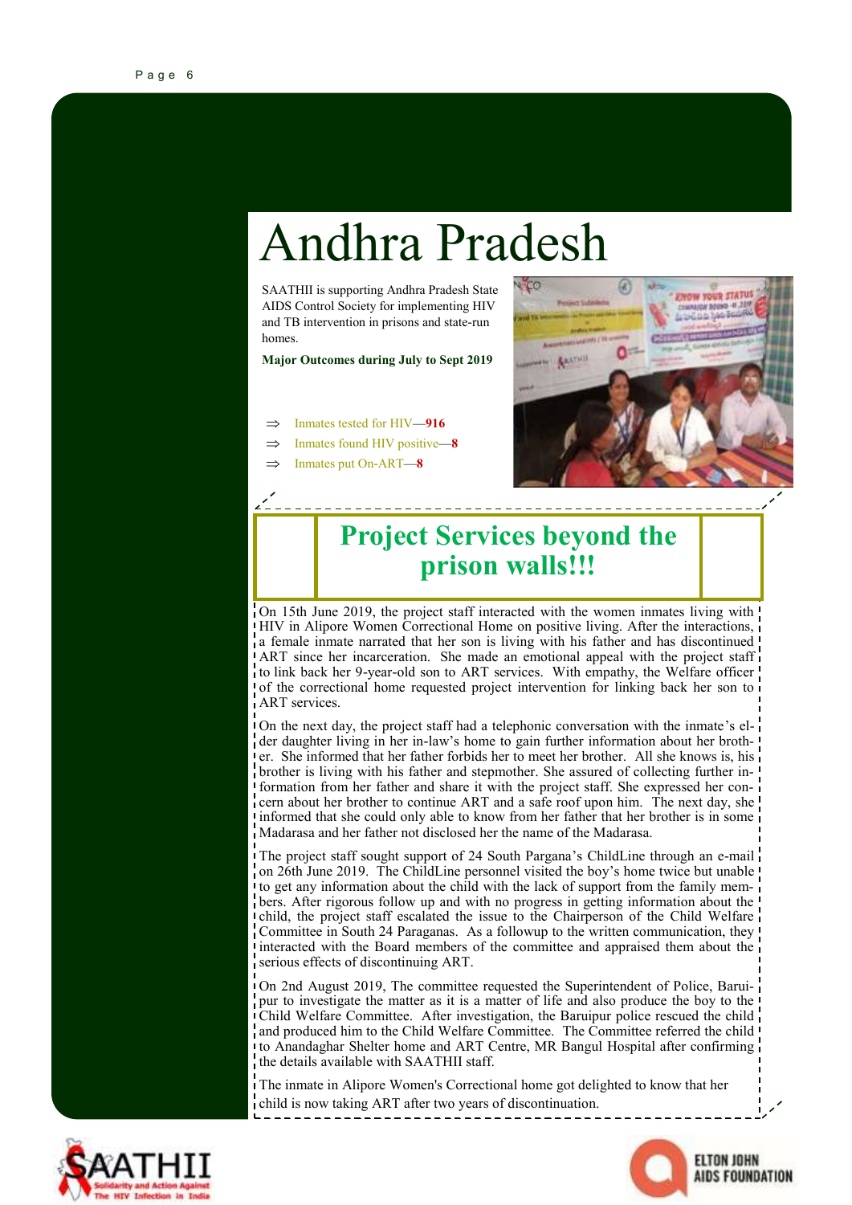# Andhra Pradesh

SAATHII is supporting Andhra Pradesh State AIDS Control Society for implementing HIV and TB intervention in prisons and state-run homes.

**Major Outcomes during July to Sept 2019**

- ⇒ Inmates tested for HIV—**916**
- ⇒ Inmates found HIV positive—**8**
- ⇒ Inmates put On-ART—**8**

## Project Services beyond the prison walls!!!

On 15th June 2019, the project staff interacted with the women inmates living with HIV in Alipore Women Correctional Home on positive living. After the interactions, a female inmate narrated that her son is living with his father and has discontinued ART since her incarceration. She made an emotional appeal with the project staff to link back her 9-year-old son to ART services. With empathy, the Welfare officer of the correctional home requested project intervention for linking back her son to ART services.

On the next day, the project staff had a telephonic conversation with the inmate's elder daughter living in her in-law's home to gain further information about her brother. She informed that her father forbids her to meet her brother. All she knows is, his brother is living with his father and stepmother. She assured of collecting further information from her father and share it with the project staff. She expressed her concern about her brother to continue ART and a safe roof upon him. The next day, she informed that she could only able to know from her father that her brother is in some Madarasa and her father not disclosed her the name of the Madarasa.

The project staff sought support of 24 South Pargana's ChildLine through an e-mail on 26th June 2019. The ChildLine personnel visited the boy's home twice but unable to get any information about the child with the lack of support from the family members. After rigorous follow up and with no progress in getting information about the child, the project staff escalated the issue to the Chairperson of the Child Welfare Committee in South 24 Paraganas. As a followup to the written communication, they interacted with the Board members of the committee and appraised them about the serious effects of discontinuing ART.

On 2nd August 2019, The committee requested the Superintendent of Police, Baruipur to investigate the matter as it is a matter of life and also produce the boy to the Child Welfare Committee. After investigation, the Baruipur police rescued the child and produced him to the Child Welfare Committee. The Committee referred the child to Anandaghar Shelter home and ART Centre, MR Bangul Hospital after confirming the details available with SAATHII staff.

The inmate in Alipore Women's Correctional home got delighted to know that her child is now taking ART after two years of discontinuation.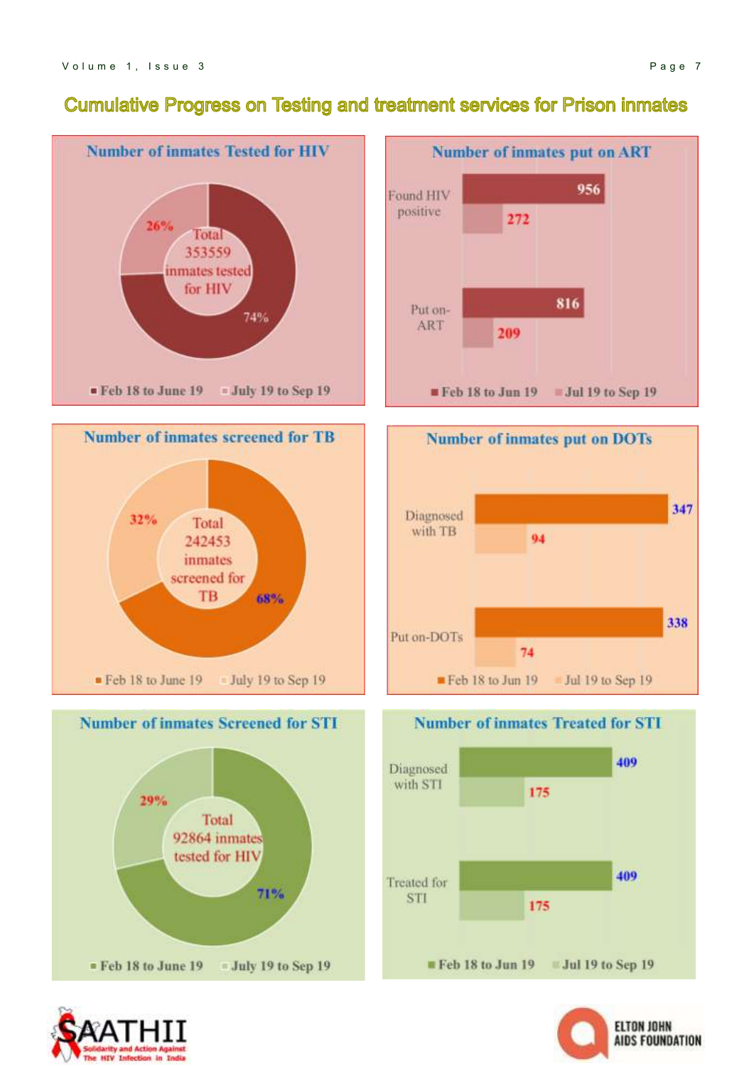# Cumulative Progress on Testing and treatment services for Prison inmates

### Number of inmates Tested for HIV

Total 353559 inmates tested for HIV

| Period | Share |
|---|---|
| Feb 18 to June 19 | 74% |
| July 19 to Sep 19 | 26% |

### Number of inmates put on ART

| | Feb 18 to Jun 19 | Jul 19 to Sep 19 |
|---|---|---|
| Found HIV positive | 956 | 272 |
| Put on-ART | 816 | 209 |

### Number of inmates screened for TB

Total 242453 inmates screened for TB

| Period | Share |
|---|---|
| Feb 18 to June 19 | 68% |
| July 19 to Sep 19 | 32% |

### Number of inmates put on DOTs

| | Feb 18 to Jun 19 | Jul 19 to Sep 19 |
|---|---|---|
| Diagnosed with TB | 347 | 94 |
| Put on-DOTs | 338 | 74 |

### Number of inmates Screened for STI

Total 92864 inmates tested for HIV

| Period | Share |
|---|---|
| Feb 18 to June 19 | 71% |
| July 19 to Sep 19 | 29% |

### Number of inmates Treated for STI

| | Feb 18 to Jun 19 | Jul 19 to Sep 19 |
|---|---|---|
| Diagnosed with STI | 409 | 175 |
| Treated for STI | 409 | 175 |

SAATHII — Solidarity and Action Against The HIV Infection in India

ELTON JOHN AIDS FOUNDATION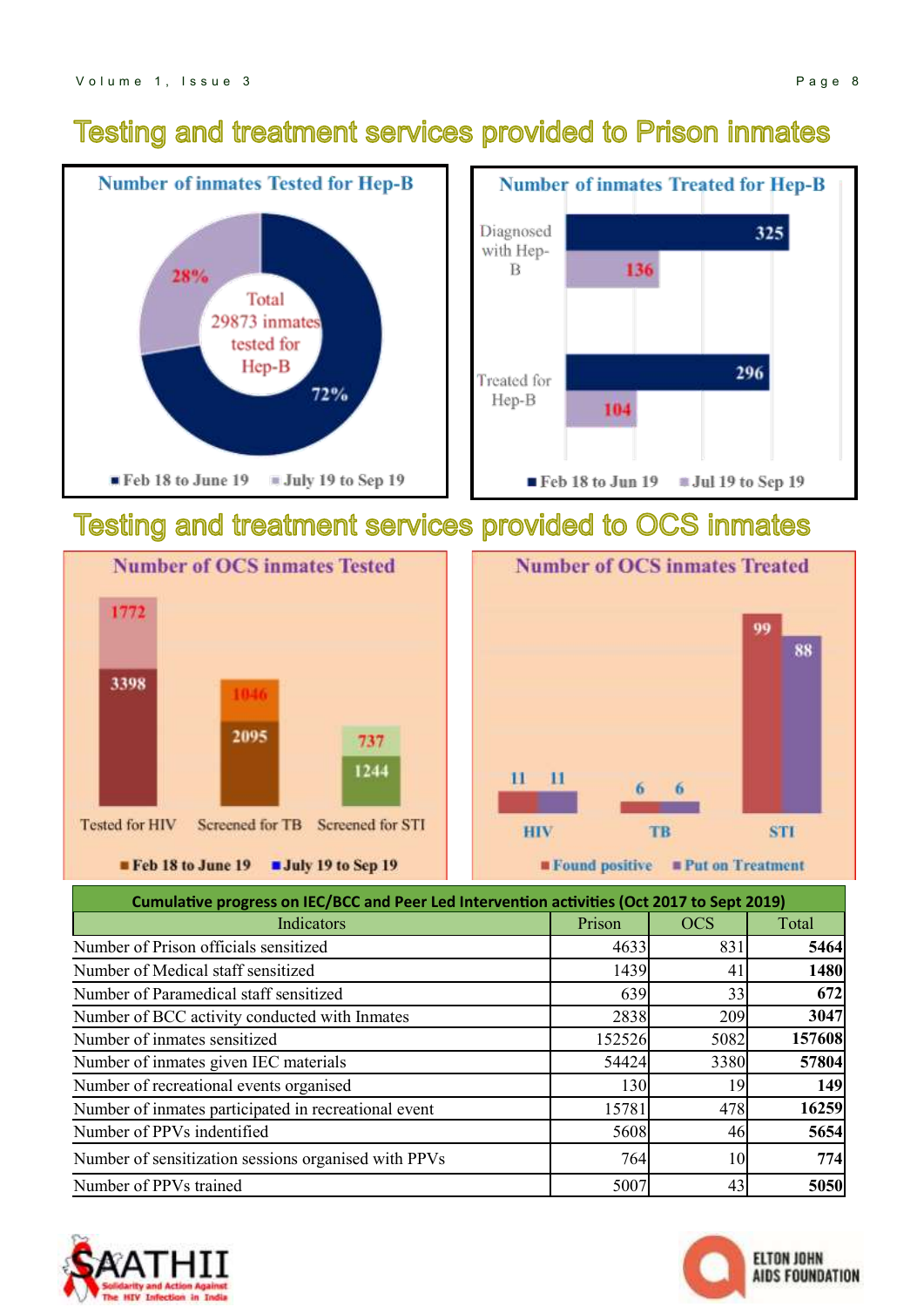## Testing and treatment services provided to Prison inmates

**Number of inmates Tested for Hep-B**

Total 29873 inmates tested for Hep-B

72% — Feb 18 to June 19
28% — July 19 to Sep 19

**Number of inmates Treated for Hep-B**

| | Feb 18 to Jun 19 | Jul 19 to Sep 19 |
|---|---|---|
| Diagnosed with Hep-B | 325 | 136 |
| Treated for Hep-B | 296 | 104 |

## Testing and treatment services provided to OCS inmates

**Number of OCS inmates Tested**

| | Feb 18 to June 19 | July 19 to Sep 19 |
|---|---|---|
| Tested for HIV | 3398 | 1772 |
| Screened for TB | 2095 | 1046 |
| Screened for STI | 1244 | 737 |

**Number of OCS inmates Treated**

| | Found positive | Put on Treatment |
|---|---|---|
| HIV | 11 | 11 |
| TB | 6 | 6 |
| STI | 99 | 88 |

| Cumulative progress on IEC/BCC and Peer Led Intervention activities (Oct 2017 to Sept 2019) | | | |
|---|---|---|---|
| Indicators | Prison | OCS | Total |
| Number of Prison officials sensitized | 4633 | 831 | **5464** |
| Number of Medical staff sensitized | 1439 | 41 | **1480** |
| Number of Paramedical staff sensitized | 639 | 33 | **672** |
| Number of BCC activity conducted with Inmates | 2838 | 209 | **3047** |
| Number of inmates sensitized | 152526 | 5082 | **157608** |
| Number of inmates given IEC materials | 54424 | 3380 | **57804** |
| Number of recreational events organised | 130 | 19 | **149** |
| Number of inmates participated in recreational event | 15781 | 478 | **16259** |
| Number of PPVs indentified | 5608 | 46 | **5654** |
| Number of sensitization sessions organised with PPVs | 764 | 10 | **774** |
| Number of PPVs trained | 5007 | 43 | **5050** |

SAATHII — Solidarity and Action Against The HIV Infection in India

ELTON JOHN AIDS FOUNDATION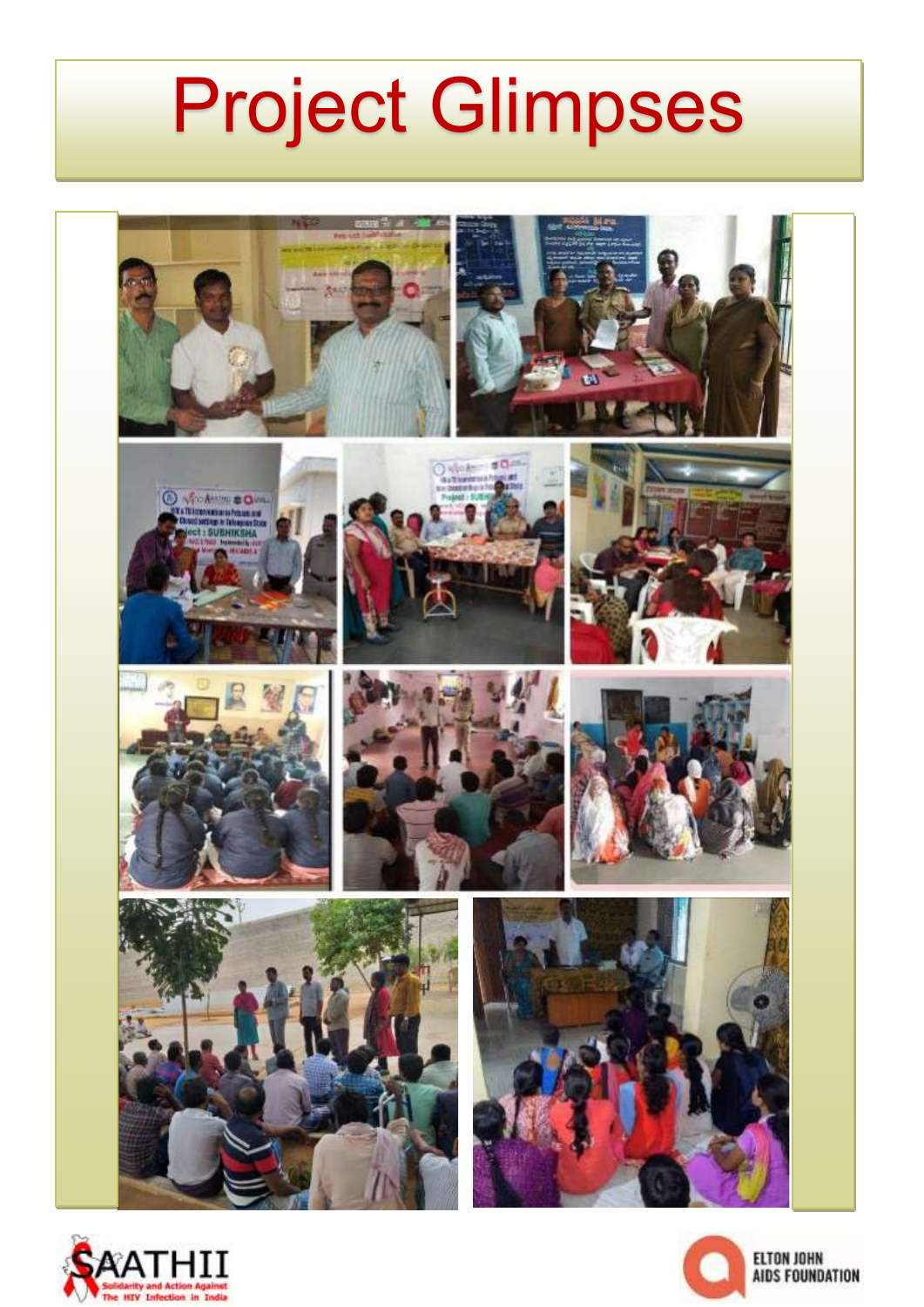# Project Glimpses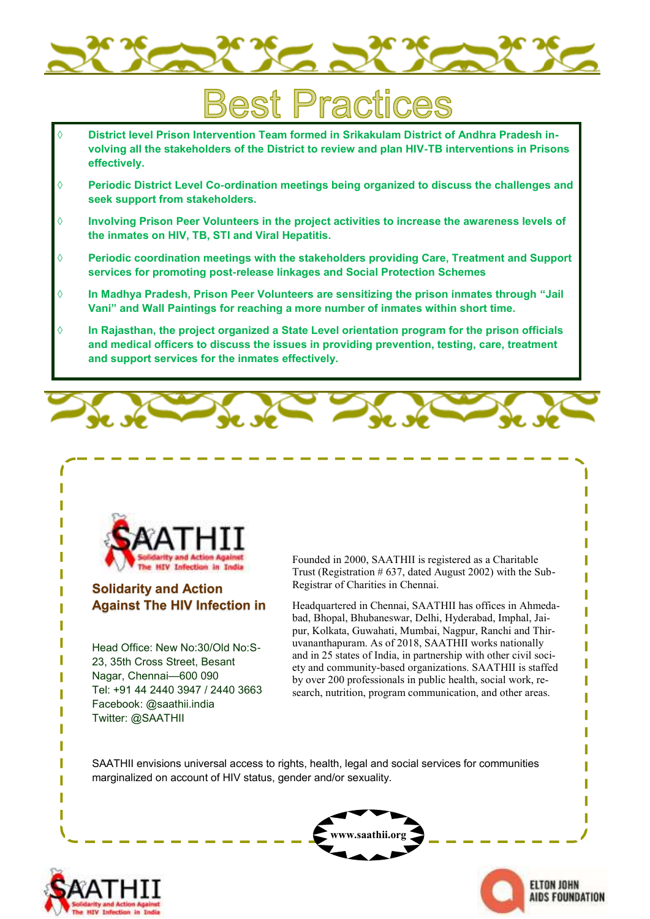# Best Practices

- District level Prison Intervention Team formed in Srikakulam District of Andhra Pradesh involving all the stakeholders of the District to review and plan HIV-TB interventions in Prisons effectively.
- Periodic District Level Co-ordination meetings being organized to discuss the challenges and seek support from stakeholders.
- Involving Prison Peer Volunteers in the project activities to increase the awareness levels of the inmates on HIV, TB, STI and Viral Hepatitis.
- Periodic coordination meetings with the stakeholders providing Care, Treatment and Support services for promoting post-release linkages and Social Protection Schemes
- In Madhya Pradesh, Prison Peer Volunteers are sensitizing the prison inmates through "Jail Vani" and Wall Paintings for reaching a more number of inmates within short time.
- In Rajasthan, the project organized a State Level orientation program for the prison officials and medical officers to discuss the issues in providing prevention, testing, care, treatment and support services for the inmates effectively.

**Solidarity and Action Against The HIV Infection in**

Head Office: New No:30/Old No:S-23, 35th Cross Street, Besant Nagar, Chennai—600 090
Tel: +91 44 2440 3947 / 2440 3663
Facebook: @saathii.india
Twitter: @SAATHII

Founded in 2000, SAATHII is registered as a Charitable Trust (Registration # 637, dated August 2002) with the Sub-Registrar of Charities in Chennai.

Headquartered in Chennai, SAATHII has offices in Ahmedabad, Bhopal, Bhubaneswar, Delhi, Hyderabad, Imphal, Jaipur, Kolkata, Guwahati, Mumbai, Nagpur, Ranchi and Thiruvananthapuram. As of 2018, SAATHII works nationally and in 25 states of India, in partnership with other civil society and community-based organizations. SAATHII is staffed by over 200 professionals in public health, social work, research, nutrition, program communication, and other areas.

SAATHII envisions universal access to rights, health, legal and social services for communities marginalized on account of HIV status, gender and/or sexuality.

www.saathii.org

ELTON JOHN AIDS FOUNDATION